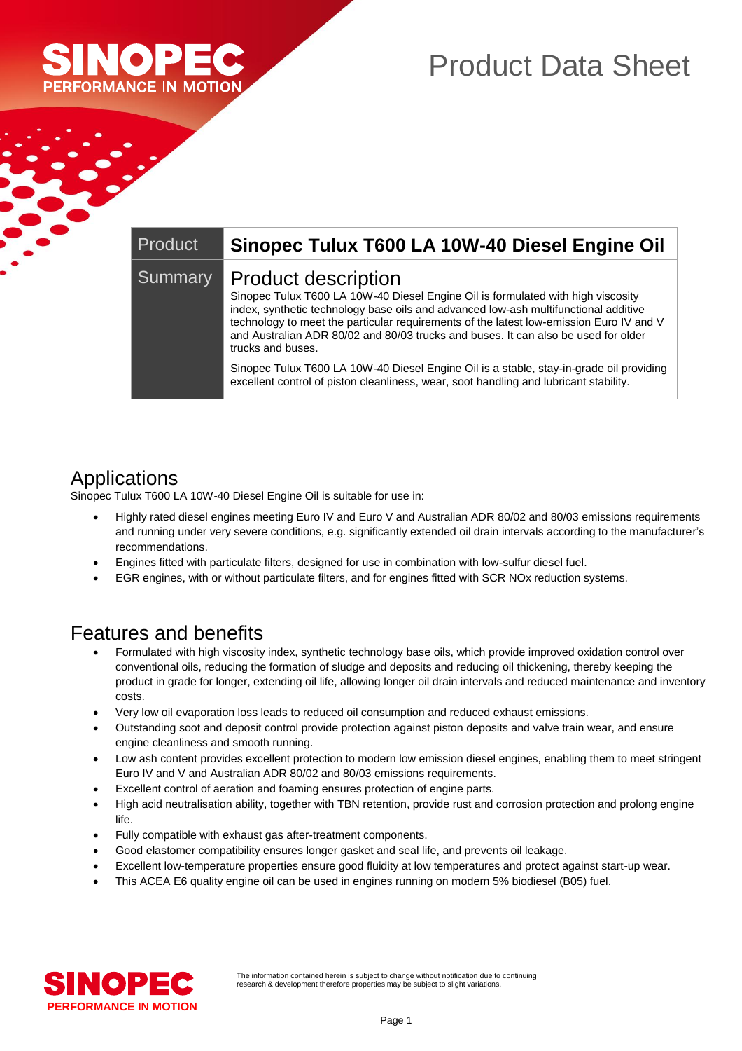# Product Data Sheet

| Product | Sinopec Tulux T600 LA 10W-40 Diesel Engine Oil |
|---|---|
| Summary | **Product description**<br>Sinopec Tulux T600 LA 10W-40 Diesel Engine Oil is formulated with high viscosity index, synthetic technology base oils and advanced low-ash multifunctional additive technology to meet the particular requirements of the latest low-emission Euro IV and V and Australian ADR 80/02 and 80/03 trucks and buses. It can also be used for older trucks and buses.<br><br>Sinopec Tulux T600 LA 10W-40 Diesel Engine Oil is a stable, stay-in-grade oil providing excellent control of piston cleanliness, wear, soot handling and lubricant stability. |

## Applications

Sinopec Tulux T600 LA 10W-40 Diesel Engine Oil is suitable for use in:

- Highly rated diesel engines meeting Euro IV and Euro V and Australian ADR 80/02 and 80/03 emissions requirements and running under very severe conditions, e.g. significantly extended oil drain intervals according to the manufacturer's recommendations.
- Engines fitted with particulate filters, designed for use in combination with low-sulfur diesel fuel.
- EGR engines, with or without particulate filters, and for engines fitted with SCR NOx reduction systems.

## Features and benefits

- Formulated with high viscosity index, synthetic technology base oils, which provide improved oxidation control over conventional oils, reducing the formation of sludge and deposits and reducing oil thickening, thereby keeping the product in grade for longer, extending oil life, allowing longer oil drain intervals and reduced maintenance and inventory costs.
- Very low oil evaporation loss leads to reduced oil consumption and reduced exhaust emissions.
- Outstanding soot and deposit control provide protection against piston deposits and valve train wear, and ensure engine cleanliness and smooth running.
- Low ash content provides excellent protection to modern low emission diesel engines, enabling them to meet stringent Euro IV and V and Australian ADR 80/02 and 80/03 emissions requirements.
- Excellent control of aeration and foaming ensures protection of engine parts.
- High acid neutralisation ability, together with TBN retention, provide rust and corrosion protection and prolong engine life.
- Fully compatible with exhaust gas after-treatment components.
- Good elastomer compatibility ensures longer gasket and seal life, and prevents oil leakage.
- Excellent low-temperature properties ensure good fluidity at low temperatures and protect against start-up wear.
- This ACEA E6 quality engine oil can be used in engines running on modern 5% biodiesel (B05) fuel.

The information contained herein is subject to change without notification due to continuing research & development therefore properties may be subject to slight variations.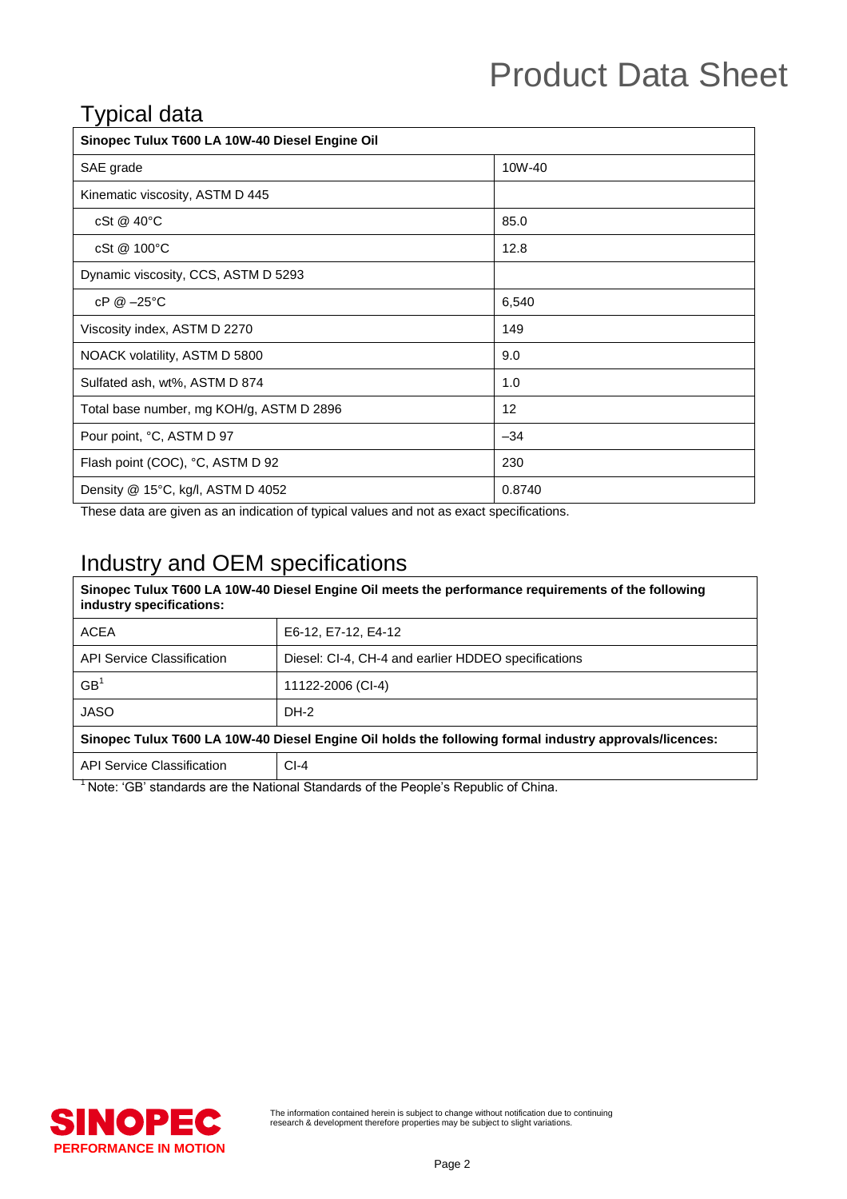# Product Data Sheet

## Typical data

| Sinopec Tulux T600 LA 10W-40 Diesel Engine Oil | |
|---|---|
| SAE grade | 10W-40 |
| Kinematic viscosity, ASTM D 445 | |
| cSt @ 40°C | 85.0 |
| cSt @ 100°C | 12.8 |
| Dynamic viscosity, CCS, ASTM D 5293 | |
| cP @ –25°C | 6,540 |
| Viscosity index, ASTM D 2270 | 149 |
| NOACK volatility, ASTM D 5800 | 9.0 |
| Sulfated ash, wt%, ASTM D 874 | 1.0 |
| Total base number, mg KOH/g, ASTM D 2896 | 12 |
| Pour point, °C, ASTM D 97 | –34 |
| Flash point (COC), °C, ASTM D 92 | 230 |
| Density @ 15°C, kg/l, ASTM D 4052 | 0.8740 |

These data are given as an indication of typical values and not as exact specifications.

## Industry and OEM specifications

| **Sinopec Tulux T600 LA 10W-40 Diesel Engine Oil meets the performance requirements of the following industry specifications:** | |
|---|---|
| ACEA | E6-12, E7-12, E4-12 |
| API Service Classification | Diesel: CI-4, CH-4 and earlier HDDEO specifications |
| GB[1] | 11122-2006 (CI-4) |
| JASO | DH-2 |
| **Sinopec Tulux T600 LA 10W-40 Diesel Engine Oil holds the following formal industry approvals/licences:** | |
| API Service Classification | CI-4 |

[1] Note: 'GB' standards are the National Standards of the People's Republic of China.

SINOPEC PERFORMANCE IN MOTION

The information contained herein is subject to change without notification due to continuing research & development therefore properties may be subject to slight variations.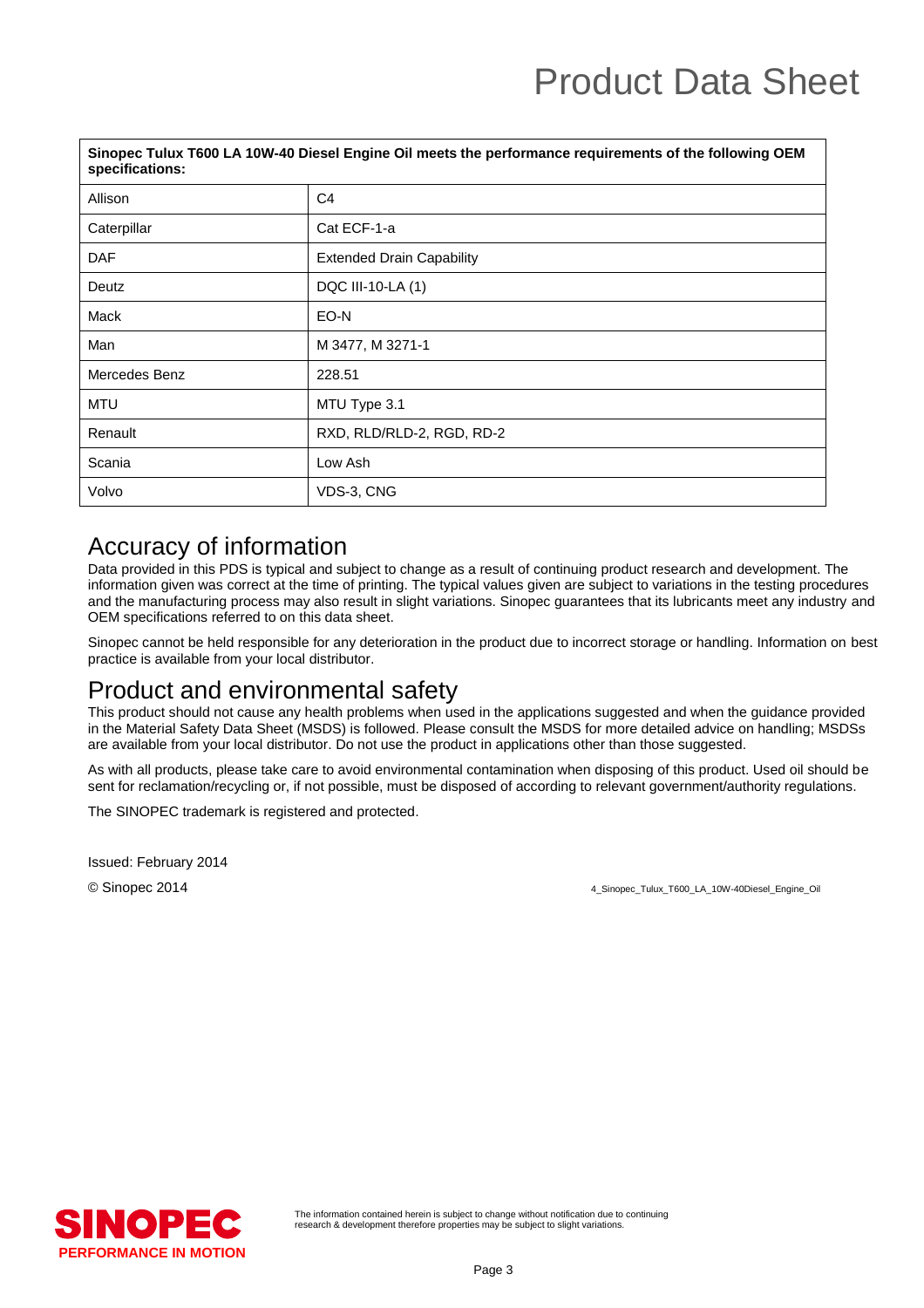# Product Data Sheet

| Sinopec Tulux T600 LA 10W-40 Diesel Engine Oil meets the performance requirements of the following OEM specifications: | |
|---|---|
| Allison | C4 |
| Caterpillar | Cat ECF-1-a |
| DAF | Extended Drain Capability |
| Deutz | DQC III-10-LA (1) |
| Mack | EO-N |
| Man | M 3477, M 3271-1 |
| Mercedes Benz | 228.51 |
| MTU | MTU Type 3.1 |
| Renault | RXD, RLD/RLD-2, RGD, RD-2 |
| Scania | Low Ash |
| Volvo | VDS-3, CNG |

## Accuracy of information

Data provided in this PDS is typical and subject to change as a result of continuing product research and development. The information given was correct at the time of printing. The typical values given are subject to variations in the testing procedures and the manufacturing process may also result in slight variations. Sinopec guarantees that its lubricants meet any industry and OEM specifications referred to on this data sheet.

Sinopec cannot be held responsible for any deterioration in the product due to incorrect storage or handling. Information on best practice is available from your local distributor.

## Product and environmental safety

This product should not cause any health problems when used in the applications suggested and when the guidance provided in the Material Safety Data Sheet (MSDS) is followed. Please consult the MSDS for more detailed advice on handling; MSDSs are available from your local distributor. Do not use the product in applications other than those suggested.

As with all products, please take care to avoid environmental contamination when disposing of this product. Used oil should be sent for reclamation/recycling or, if not possible, must be disposed of according to relevant government/authority regulations.

The SINOPEC trademark is registered and protected.

Issued: February 2014

© Sinopec 2014

4_Sinopec_Tulux_T600_LA_10W-40Diesel_Engine_Oil

SINOPEC
PERFORMANCE IN MOTION

The information contained herein is subject to change without notification due to continuing research & development therefore properties may be subject to slight variations.